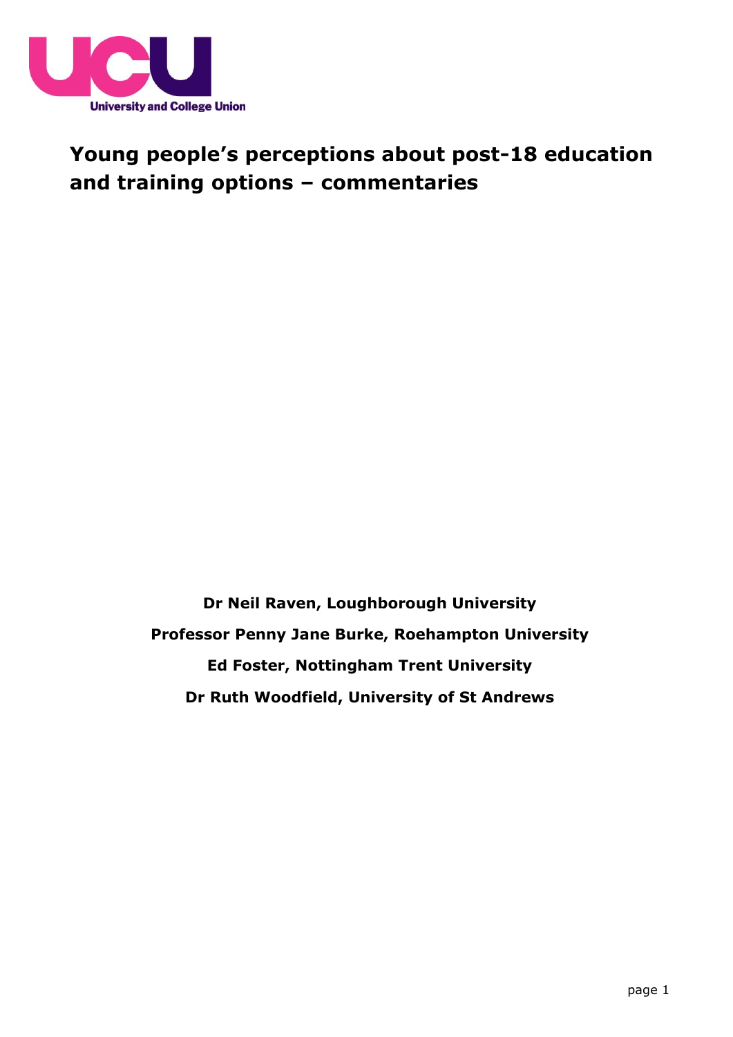University and College Union

# Young people's perceptions about post-18 education and training options – commentaries

**Dr Neil Raven, Loughborough University**

**Professor Penny Jane Burke, Roehampton University**

**Ed Foster, Nottingham Trent University**

**Dr Ruth Woodfield, University of St Andrews**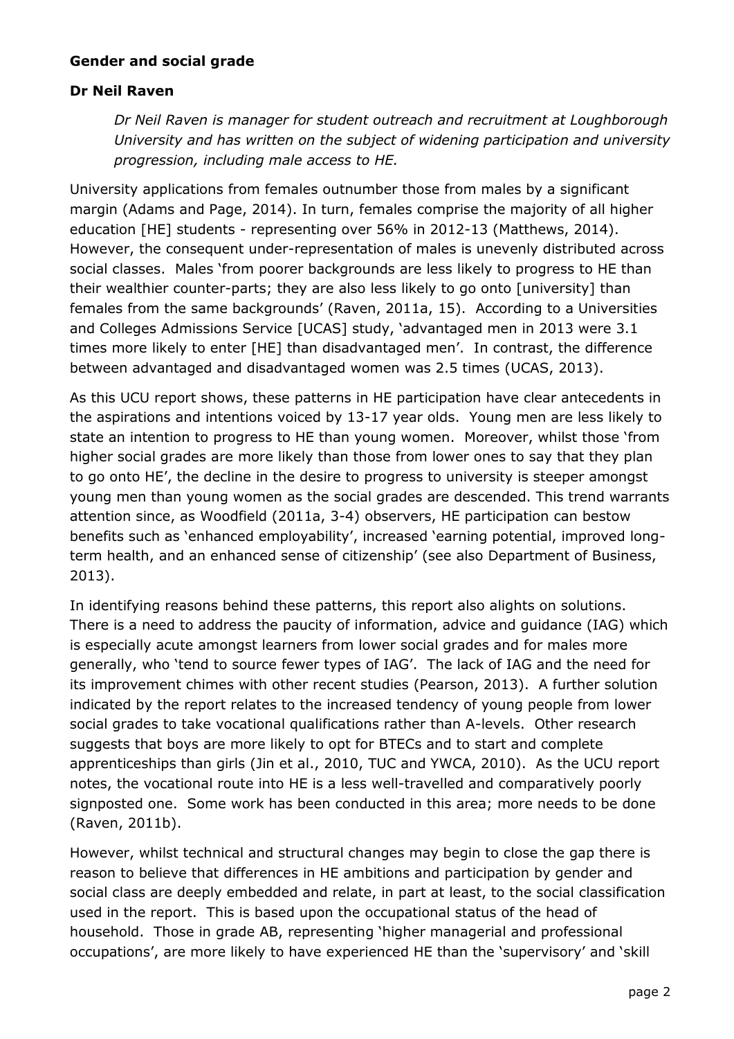**Gender and social grade**

**Dr Neil Raven**

*Dr Neil Raven is manager for student outreach and recruitment at Loughborough University and has written on the subject of widening participation and university progression, including male access to HE.*

University applications from females outnumber those from males by a significant margin (Adams and Page, 2014). In turn, females comprise the majority of all higher education [HE] students - representing over 56% in 2012-13 (Matthews, 2014). However, the consequent under-representation of males is unevenly distributed across social classes. Males 'from poorer backgrounds are less likely to progress to HE than their wealthier counter-parts; they are also less likely to go onto [university] than females from the same backgrounds' (Raven, 2011a, 15). According to a Universities and Colleges Admissions Service [UCAS] study, 'advantaged men in 2013 were 3.1 times more likely to enter [HE] than disadvantaged men'. In contrast, the difference between advantaged and disadvantaged women was 2.5 times (UCAS, 2013).

As this UCU report shows, these patterns in HE participation have clear antecedents in the aspirations and intentions voiced by 13-17 year olds. Young men are less likely to state an intention to progress to HE than young women. Moreover, whilst those 'from higher social grades are more likely than those from lower ones to say that they plan to go onto HE', the decline in the desire to progress to university is steeper amongst young men than young women as the social grades are descended. This trend warrants attention since, as Woodfield (2011a, 3-4) observers, HE participation can bestow benefits such as 'enhanced employability', increased 'earning potential, improved long-term health, and an enhanced sense of citizenship' (see also Department of Business, 2013).

In identifying reasons behind these patterns, this report also alights on solutions. There is a need to address the paucity of information, advice and guidance (IAG) which is especially acute amongst learners from lower social grades and for males more generally, who 'tend to source fewer types of IAG'. The lack of IAG and the need for its improvement chimes with other recent studies (Pearson, 2013). A further solution indicated by the report relates to the increased tendency of young people from lower social grades to take vocational qualifications rather than A-levels. Other research suggests that boys are more likely to opt for BTECs and to start and complete apprenticeships than girls (Jin et al., 2010, TUC and YWCA, 2010). As the UCU report notes, the vocational route into HE is a less well-travelled and comparatively poorly signposted one. Some work has been conducted in this area; more needs to be done (Raven, 2011b).

However, whilst technical and structural changes may begin to close the gap there is reason to believe that differences in HE ambitions and participation by gender and social class are deeply embedded and relate, in part at least, to the social classification used in the report. This is based upon the occupational status of the head of household. Those in grade AB, representing 'higher managerial and professional occupations', are more likely to have experienced HE than the 'supervisory' and 'skill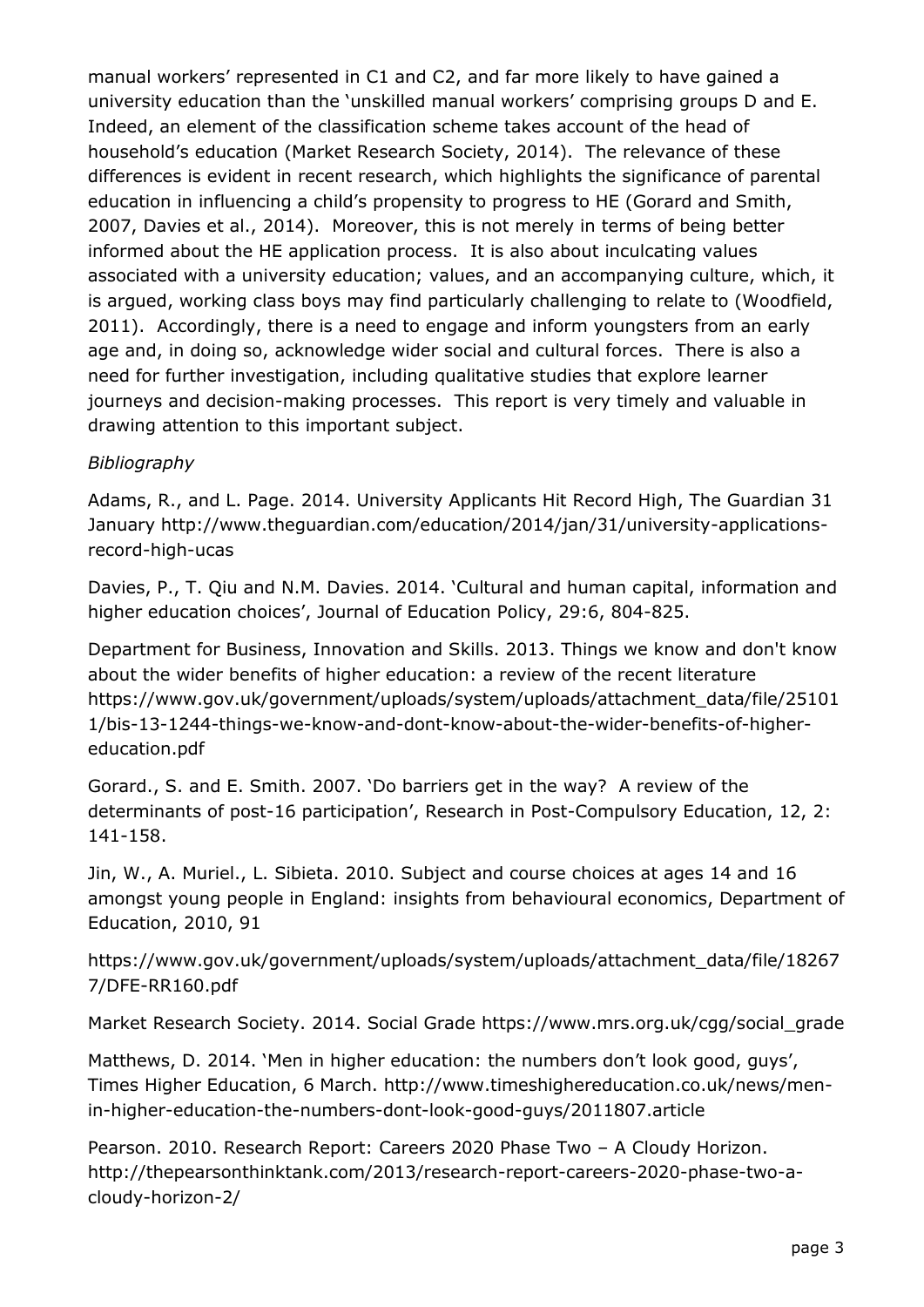manual workers' represented in C1 and C2, and far more likely to have gained a university education than the 'unskilled manual workers' comprising groups D and E. Indeed, an element of the classification scheme takes account of the head of household's education (Market Research Society, 2014). The relevance of these differences is evident in recent research, which highlights the significance of parental education in influencing a child's propensity to progress to HE (Gorard and Smith, 2007, Davies et al., 2014). Moreover, this is not merely in terms of being better informed about the HE application process. It is also about inculcating values associated with a university education; values, and an accompanying culture, which, it is argued, working class boys may find particularly challenging to relate to (Woodfield, 2011). Accordingly, there is a need to engage and inform youngsters from an early age and, in doing so, acknowledge wider social and cultural forces. There is also a need for further investigation, including qualitative studies that explore learner journeys and decision-making processes. This report is very timely and valuable in drawing attention to this important subject.

*Bibliography*

Adams, R., and L. Page. 2014. University Applicants Hit Record High, The Guardian 31 January http://www.theguardian.com/education/2014/jan/31/university-applications-record-high-ucas

Davies, P., T. Qiu and N.M. Davies. 2014. 'Cultural and human capital, information and higher education choices', Journal of Education Policy, 29:6, 804-825.

Department for Business, Innovation and Skills. 2013. Things we know and don't know about the wider benefits of higher education: a review of the recent literature https://www.gov.uk/government/uploads/system/uploads/attachment_data/file/251011/bis-13-1244-things-we-know-and-dont-know-about-the-wider-benefits-of-higher-education.pdf

Gorard., S. and E. Smith. 2007. 'Do barriers get in the way? A review of the determinants of post-16 participation', Research in Post-Compulsory Education, 12, 2: 141-158.

Jin, W., A. Muriel., L. Sibieta. 2010. Subject and course choices at ages 14 and 16 amongst young people in England: insights from behavioural economics, Department of Education, 2010, 91

https://www.gov.uk/government/uploads/system/uploads/attachment_data/file/182677/DFE-RR160.pdf

Market Research Society. 2014. Social Grade https://www.mrs.org.uk/cgg/social_grade

Matthews, D. 2014. 'Men in higher education: the numbers don't look good, guys', Times Higher Education, 6 March. http://www.timeshighereducation.co.uk/news/men-in-higher-education-the-numbers-dont-look-good-guys/2011807.article

Pearson. 2010. Research Report: Careers 2020 Phase Two – A Cloudy Horizon. http://thepearsonthinktank.com/2013/research-report-careers-2020-phase-two-a-cloudy-horizon-2/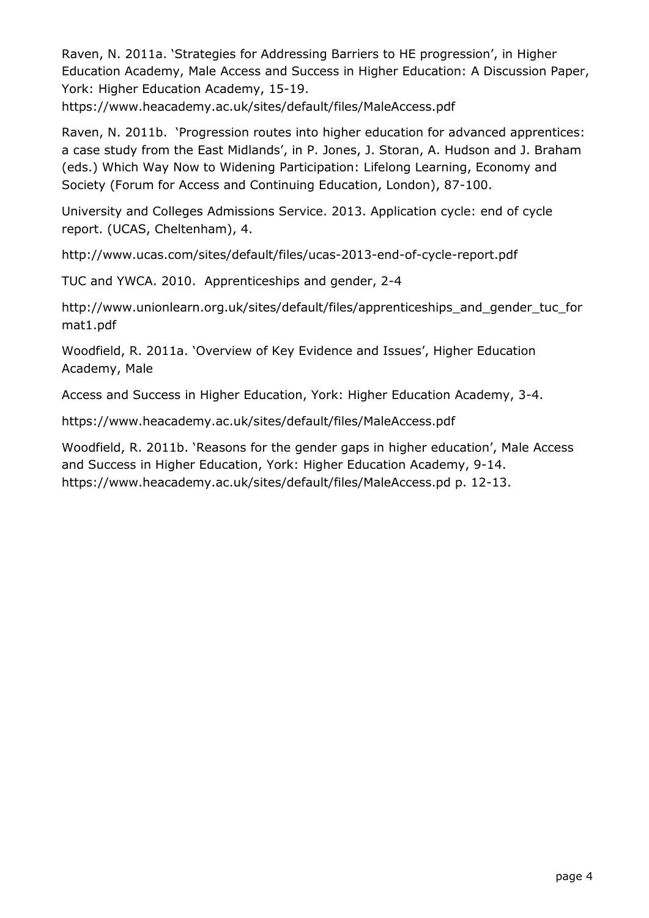Raven, N. 2011a. 'Strategies for Addressing Barriers to HE progression', in Higher Education Academy, Male Access and Success in Higher Education: A Discussion Paper, York: Higher Education Academy, 15-19.
https://www.heacademy.ac.uk/sites/default/files/MaleAccess.pdf

Raven, N. 2011b. 'Progression routes into higher education for advanced apprentices: a case study from the East Midlands', in P. Jones, J. Storan, A. Hudson and J. Braham (eds.) Which Way Now to Widening Participation: Lifelong Learning, Economy and Society (Forum for Access and Continuing Education, London), 87-100.

University and Colleges Admissions Service. 2013. Application cycle: end of cycle report. (UCAS, Cheltenham), 4.

http://www.ucas.com/sites/default/files/ucas-2013-end-of-cycle-report.pdf

TUC and YWCA. 2010. Apprenticeships and gender, 2-4

http://www.unionlearn.org.uk/sites/default/files/apprenticeships_and_gender_tuc_format1.pdf

Woodfield, R. 2011a. 'Overview of Key Evidence and Issues', Higher Education Academy, Male

Access and Success in Higher Education, York: Higher Education Academy, 3-4.

https://www.heacademy.ac.uk/sites/default/files/MaleAccess.pdf

Woodfield, R. 2011b. 'Reasons for the gender gaps in higher education', Male Access and Success in Higher Education, York: Higher Education Academy, 9-14.
https://www.heacademy.ac.uk/sites/default/files/MaleAccess.pd p. 12-13.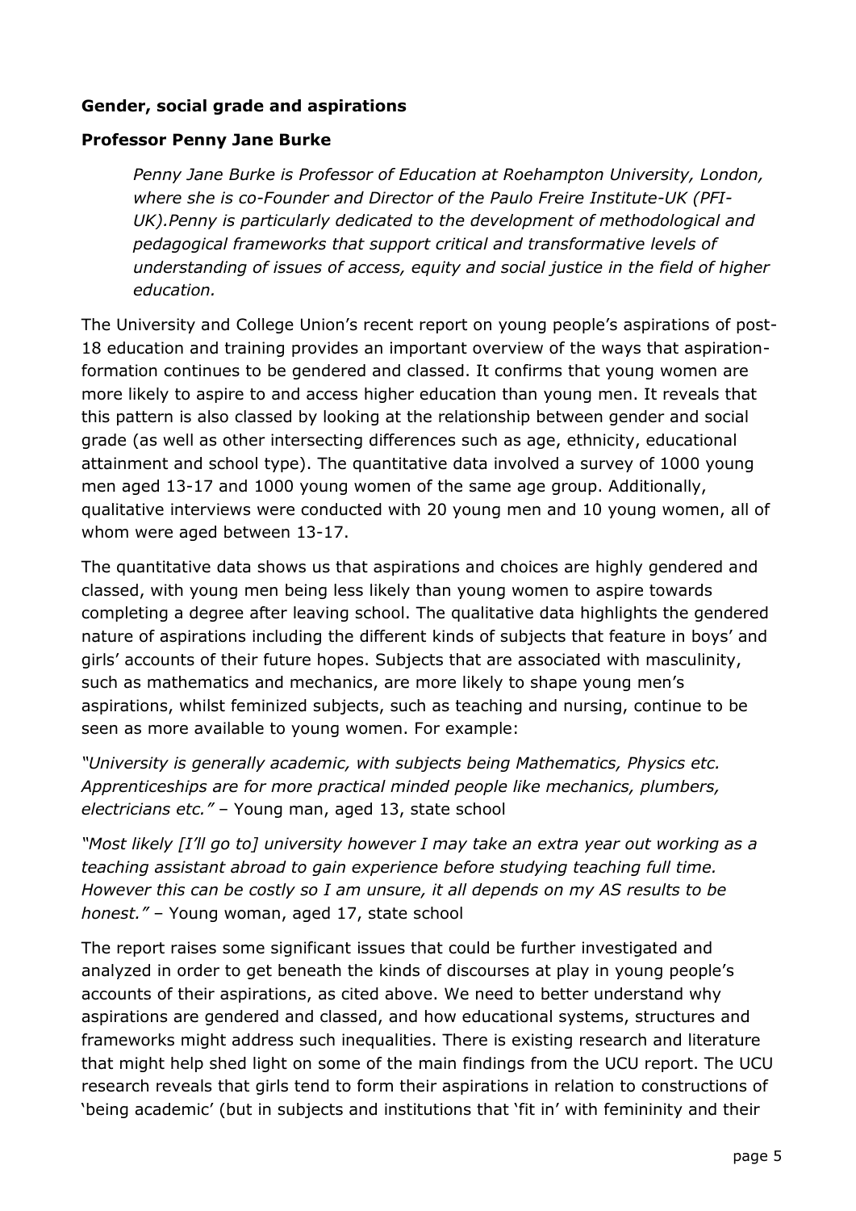**Gender, social grade and aspirations**

**Professor Penny Jane Burke**

> *Penny Jane Burke is Professor of Education at Roehampton University, London, where she is co-Founder and Director of the Paulo Freire Institute-UK (PFI-UK).Penny is particularly dedicated to the development of methodological and pedagogical frameworks that support critical and transformative levels of understanding of issues of access, equity and social justice in the field of higher education.*

The University and College Union's recent report on young people's aspirations of post-18 education and training provides an important overview of the ways that aspiration-formation continues to be gendered and classed. It confirms that young women are more likely to aspire to and access higher education than young men. It reveals that this pattern is also classed by looking at the relationship between gender and social grade (as well as other intersecting differences such as age, ethnicity, educational attainment and school type). The quantitative data involved a survey of 1000 young men aged 13-17 and 1000 young women of the same age group. Additionally, qualitative interviews were conducted with 20 young men and 10 young women, all of whom were aged between 13-17.

The quantitative data shows us that aspirations and choices are highly gendered and classed, with young men being less likely than young women to aspire towards completing a degree after leaving school. The qualitative data highlights the gendered nature of aspirations including the different kinds of subjects that feature in boys' and girls' accounts of their future hopes. Subjects that are associated with masculinity, such as mathematics and mechanics, are more likely to shape young men's aspirations, whilst feminized subjects, such as teaching and nursing, continue to be seen as more available to young women. For example:

*"University is generally academic, with subjects being Mathematics, Physics etc. Apprenticeships are for more practical minded people like mechanics, plumbers, electricians etc."* – Young man, aged 13, state school

*"Most likely [I'll go to] university however I may take an extra year out working as a teaching assistant abroad to gain experience before studying teaching full time. However this can be costly so I am unsure, it all depends on my AS results to be honest."* – Young woman, aged 17, state school

The report raises some significant issues that could be further investigated and analyzed in order to get beneath the kinds of discourses at play in young people's accounts of their aspirations, as cited above. We need to better understand why aspirations are gendered and classed, and how educational systems, structures and frameworks might address such inequalities. There is existing research and literature that might help shed light on some of the main findings from the UCU report. The UCU research reveals that girls tend to form their aspirations in relation to constructions of 'being academic' (but in subjects and institutions that 'fit in' with femininity and their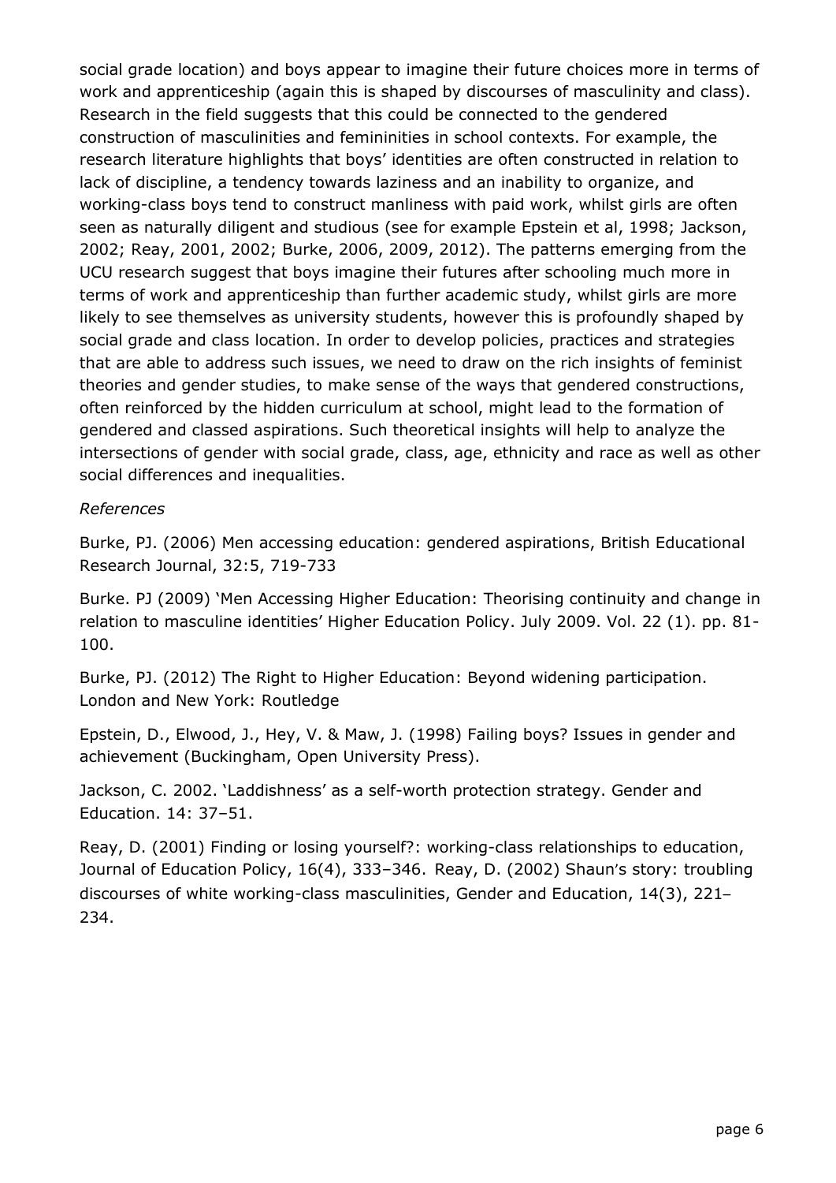social grade location) and boys appear to imagine their future choices more in terms of work and apprenticeship (again this is shaped by discourses of masculinity and class). Research in the field suggests that this could be connected to the gendered construction of masculinities and femininities in school contexts. For example, the research literature highlights that boys' identities are often constructed in relation to lack of discipline, a tendency towards laziness and an inability to organize, and working-class boys tend to construct manliness with paid work, whilst girls are often seen as naturally diligent and studious (see for example Epstein et al, 1998; Jackson, 2002; Reay, 2001, 2002; Burke, 2006, 2009, 2012). The patterns emerging from the UCU research suggest that boys imagine their futures after schooling much more in terms of work and apprenticeship than further academic study, whilst girls are more likely to see themselves as university students, however this is profoundly shaped by social grade and class location. In order to develop policies, practices and strategies that are able to address such issues, we need to draw on the rich insights of feminist theories and gender studies, to make sense of the ways that gendered constructions, often reinforced by the hidden curriculum at school, might lead to the formation of gendered and classed aspirations. Such theoretical insights will help to analyze the intersections of gender with social grade, class, age, ethnicity and race as well as other social differences and inequalities.

*References*

Burke, PJ. (2006) Men accessing education: gendered aspirations, British Educational Research Journal, 32:5, 719-733

Burke. PJ (2009) 'Men Accessing Higher Education: Theorising continuity and change in relation to masculine identities' Higher Education Policy. July 2009. Vol. 22 (1). pp. 81-100.

Burke, PJ. (2012) The Right to Higher Education: Beyond widening participation. London and New York: Routledge

Epstein, D., Elwood, J., Hey, V. & Maw, J. (1998) Failing boys? Issues in gender and achievement (Buckingham, Open University Press).

Jackson, C. 2002. 'Laddishness' as a self-worth protection strategy. Gender and Education. 14: 37–51.

Reay, D. (2001) Finding or losing yourself?: working-class relationships to education, Journal of Education Policy, 16(4), 333–346. Reay, D. (2002) Shaun's story: troubling discourses of white working-class masculinities, Gender and Education, 14(3), 221–234.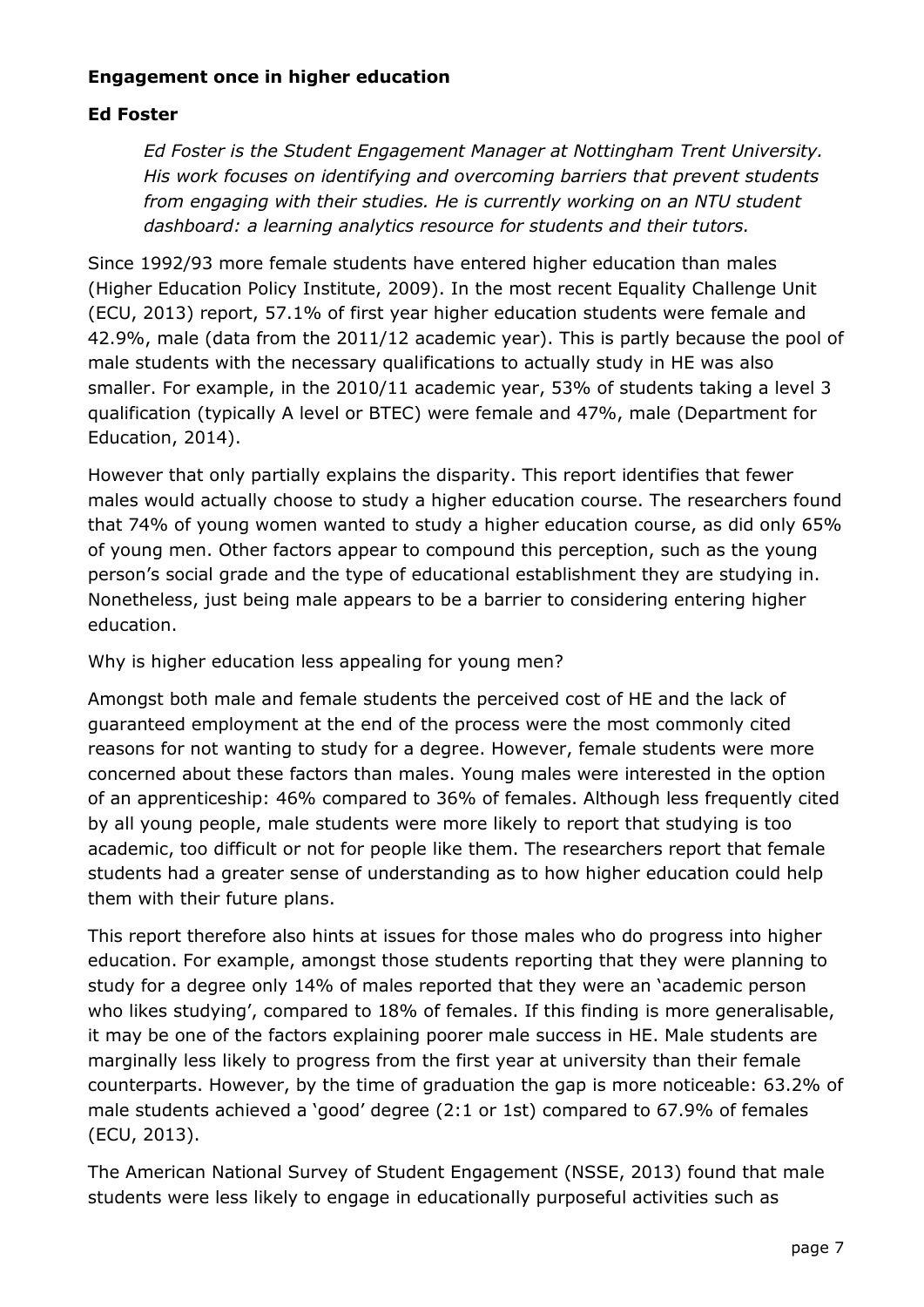**Engagement once in higher education**

**Ed Foster**

> *Ed Foster is the Student Engagement Manager at Nottingham Trent University. His work focuses on identifying and overcoming barriers that prevent students from engaging with their studies. He is currently working on an NTU student dashboard: a learning analytics resource for students and their tutors.*

Since 1992/93 more female students have entered higher education than males (Higher Education Policy Institute, 2009). In the most recent Equality Challenge Unit (ECU, 2013) report, 57.1% of first year higher education students were female and 42.9%, male (data from the 2011/12 academic year). This is partly because the pool of male students with the necessary qualifications to actually study in HE was also smaller. For example, in the 2010/11 academic year, 53% of students taking a level 3 qualification (typically A level or BTEC) were female and 47%, male (Department for Education, 2014).

However that only partially explains the disparity. This report identifies that fewer males would actually choose to study a higher education course. The researchers found that 74% of young women wanted to study a higher education course, as did only 65% of young men. Other factors appear to compound this perception, such as the young person's social grade and the type of educational establishment they are studying in. Nonetheless, just being male appears to be a barrier to considering entering higher education.

Why is higher education less appealing for young men?

Amongst both male and female students the perceived cost of HE and the lack of guaranteed employment at the end of the process were the most commonly cited reasons for not wanting to study for a degree. However, female students were more concerned about these factors than males. Young males were interested in the option of an apprenticeship: 46% compared to 36% of females. Although less frequently cited by all young people, male students were more likely to report that studying is too academic, too difficult or not for people like them. The researchers report that female students had a greater sense of understanding as to how higher education could help them with their future plans.

This report therefore also hints at issues for those males who do progress into higher education. For example, amongst those students reporting that they were planning to study for a degree only 14% of males reported that they were an 'academic person who likes studying', compared to 18% of females. If this finding is more generalisable, it may be one of the factors explaining poorer male success in HE. Male students are marginally less likely to progress from the first year at university than their female counterparts. However, by the time of graduation the gap is more noticeable: 63.2% of male students achieved a 'good' degree (2:1 or 1st) compared to 67.9% of females (ECU, 2013).

The American National Survey of Student Engagement (NSSE, 2013) found that male students were less likely to engage in educationally purposeful activities such as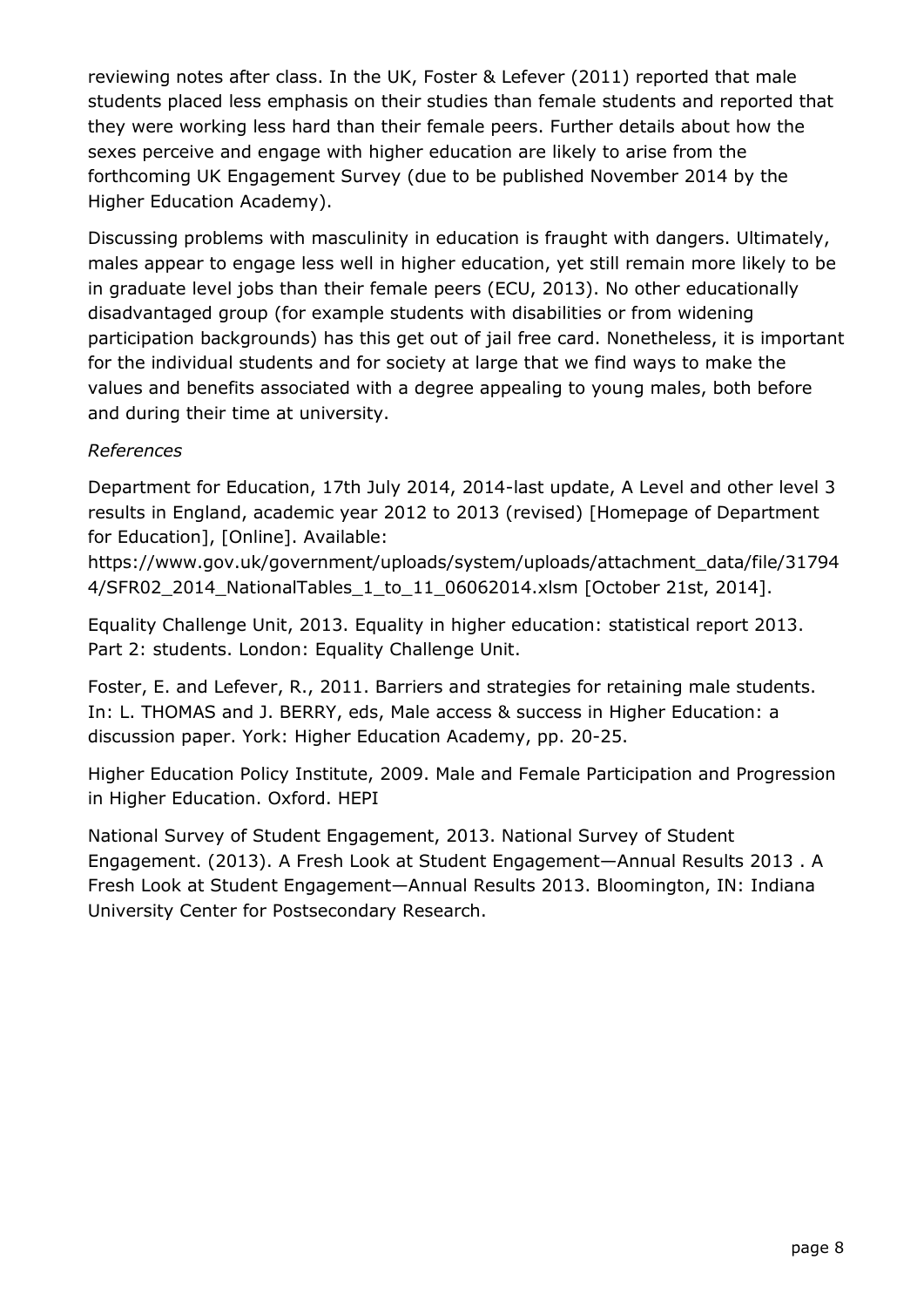reviewing notes after class. In the UK, Foster & Lefever (2011) reported that male students placed less emphasis on their studies than female students and reported that they were working less hard than their female peers. Further details about how the sexes perceive and engage with higher education are likely to arise from the forthcoming UK Engagement Survey (due to be published November 2014 by the Higher Education Academy).

Discussing problems with masculinity in education is fraught with dangers. Ultimately, males appear to engage less well in higher education, yet still remain more likely to be in graduate level jobs than their female peers (ECU, 2013). No other educationally disadvantaged group (for example students with disabilities or from widening participation backgrounds) has this get out of jail free card. Nonetheless, it is important for the individual students and for society at large that we find ways to make the values and benefits associated with a degree appealing to young males, both before and during their time at university.

*References*

Department for Education, 17th July 2014, 2014-last update, A Level and other level 3 results in England, academic year 2012 to 2013 (revised) [Homepage of Department for Education], [Online]. Available: https://www.gov.uk/government/uploads/system/uploads/attachment_data/file/317944/SFR02_2014_NationalTables_1_to_11_06062014.xlsm [October 21st, 2014].

Equality Challenge Unit, 2013. Equality in higher education: statistical report 2013. Part 2: students. London: Equality Challenge Unit.

Foster, E. and Lefever, R., 2011. Barriers and strategies for retaining male students. In: L. THOMAS and J. BERRY, eds, Male access & success in Higher Education: a discussion paper. York: Higher Education Academy, pp. 20-25.

Higher Education Policy Institute, 2009. Male and Female Participation and Progression in Higher Education. Oxford. HEPI

National Survey of Student Engagement, 2013. National Survey of Student Engagement. (2013). A Fresh Look at Student Engagement—Annual Results 2013 . A Fresh Look at Student Engagement—Annual Results 2013. Bloomington, IN: Indiana University Center for Postsecondary Research.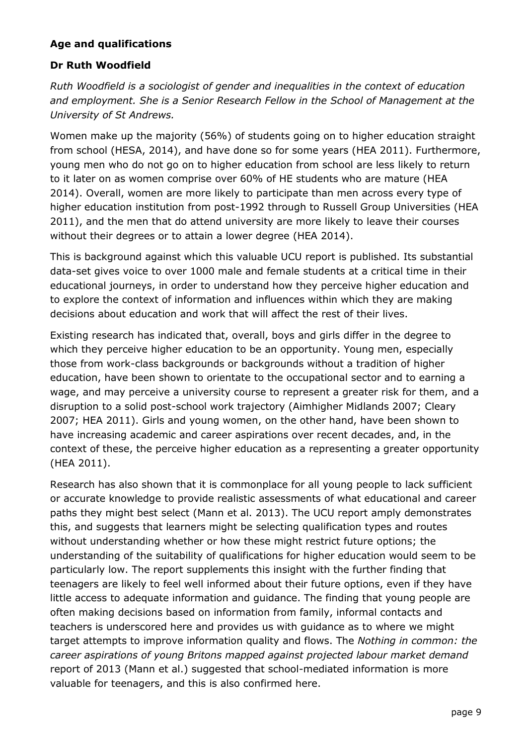**Age and qualifications**

**Dr Ruth Woodfield**

*Ruth Woodfield is a sociologist of gender and inequalities in the context of education and employment. She is a Senior Research Fellow in the School of Management at the University of St Andrews.*

Women make up the majority (56%) of students going on to higher education straight from school (HESA, 2014), and have done so for some years (HEA 2011). Furthermore, young men who do not go on to higher education from school are less likely to return to it later on as women comprise over 60% of HE students who are mature (HEA 2014). Overall, women are more likely to participate than men across every type of higher education institution from post-1992 through to Russell Group Universities (HEA 2011), and the men that do attend university are more likely to leave their courses without their degrees or to attain a lower degree (HEA 2014).

This is background against which this valuable UCU report is published. Its substantial data-set gives voice to over 1000 male and female students at a critical time in their educational journeys, in order to understand how they perceive higher education and to explore the context of information and influences within which they are making decisions about education and work that will affect the rest of their lives.

Existing research has indicated that, overall, boys and girls differ in the degree to which they perceive higher education to be an opportunity. Young men, especially those from work-class backgrounds or backgrounds without a tradition of higher education, have been shown to orientate to the occupational sector and to earning a wage, and may perceive a university course to represent a greater risk for them, and a disruption to a solid post-school work trajectory (Aimhigher Midlands 2007; Cleary 2007; HEA 2011). Girls and young women, on the other hand, have been shown to have increasing academic and career aspirations over recent decades, and, in the context of these, the perceive higher education as a representing a greater opportunity (HEA 2011).

Research has also shown that it is commonplace for all young people to lack sufficient or accurate knowledge to provide realistic assessments of what educational and career paths they might best select (Mann et al. 2013). The UCU report amply demonstrates this, and suggests that learners might be selecting qualification types and routes without understanding whether or how these might restrict future options; the understanding of the suitability of qualifications for higher education would seem to be particularly low. The report supplements this insight with the further finding that teenagers are likely to feel well informed about their future options, even if they have little access to adequate information and guidance. The finding that young people are often making decisions based on information from family, informal contacts and teachers is underscored here and provides us with guidance as to where we might target attempts to improve information quality and flows. The *Nothing in common: the career aspirations of young Britons mapped against projected labour market demand* report of 2013 (Mann et al.) suggested that school-mediated information is more valuable for teenagers, and this is also confirmed here.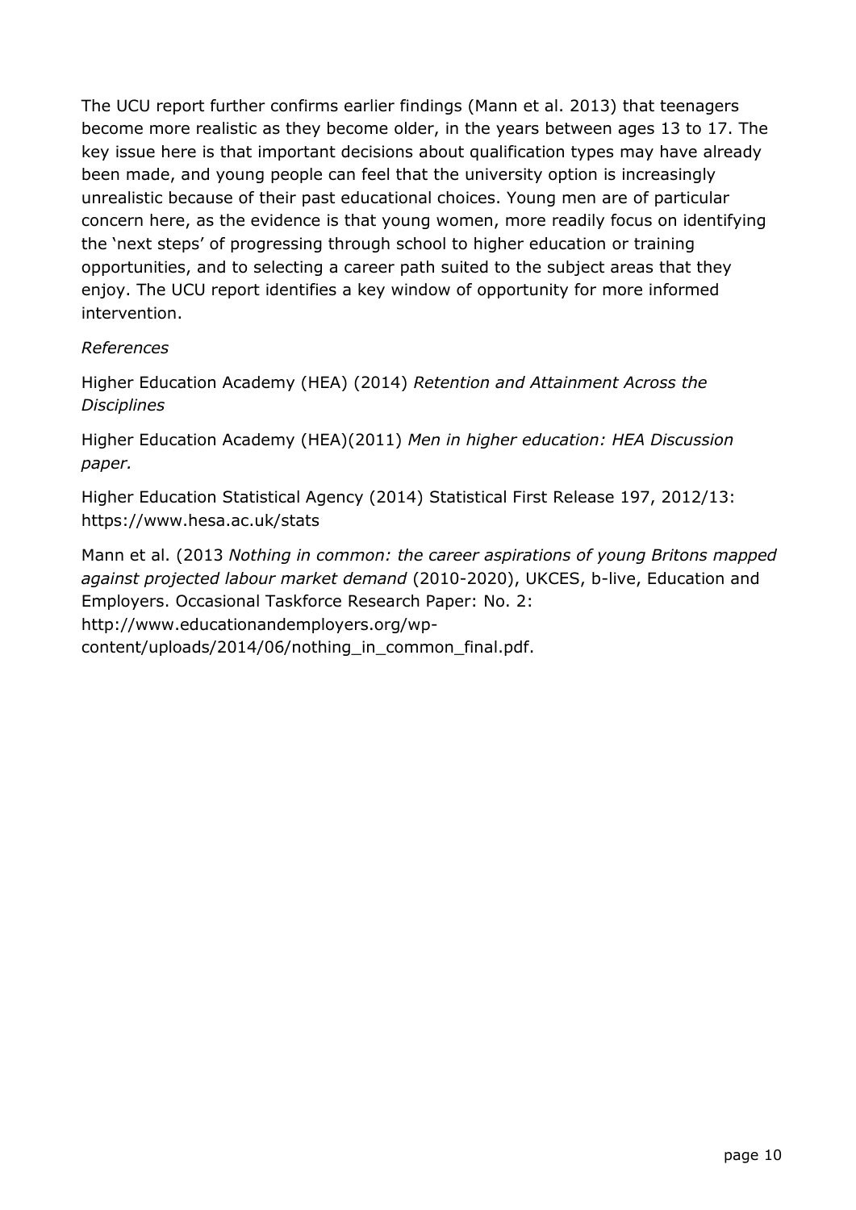The UCU report further confirms earlier findings (Mann et al. 2013) that teenagers become more realistic as they become older, in the years between ages 13 to 17. The key issue here is that important decisions about qualification types may have already been made, and young people can feel that the university option is increasingly unrealistic because of their past educational choices. Young men are of particular concern here, as the evidence is that young women, more readily focus on identifying the 'next steps' of progressing through school to higher education or training opportunities, and to selecting a career path suited to the subject areas that they enjoy. The UCU report identifies a key window of opportunity for more informed intervention.

*References*

Higher Education Academy (HEA) (2014) *Retention and Attainment Across the Disciplines*

Higher Education Academy (HEA)(2011) *Men in higher education: HEA Discussion paper.*

Higher Education Statistical Agency (2014) Statistical First Release 197, 2012/13: https://www.hesa.ac.uk/stats

Mann et al. (2013 *Nothing in common: the career aspirations of young Britons mapped against projected labour market demand* (2010-2020), UKCES, b-live, Education and Employers. Occasional Taskforce Research Paper: No. 2: http://www.educationandemployers.org/wp-content/uploads/2014/06/nothing_in_common_final.pdf.